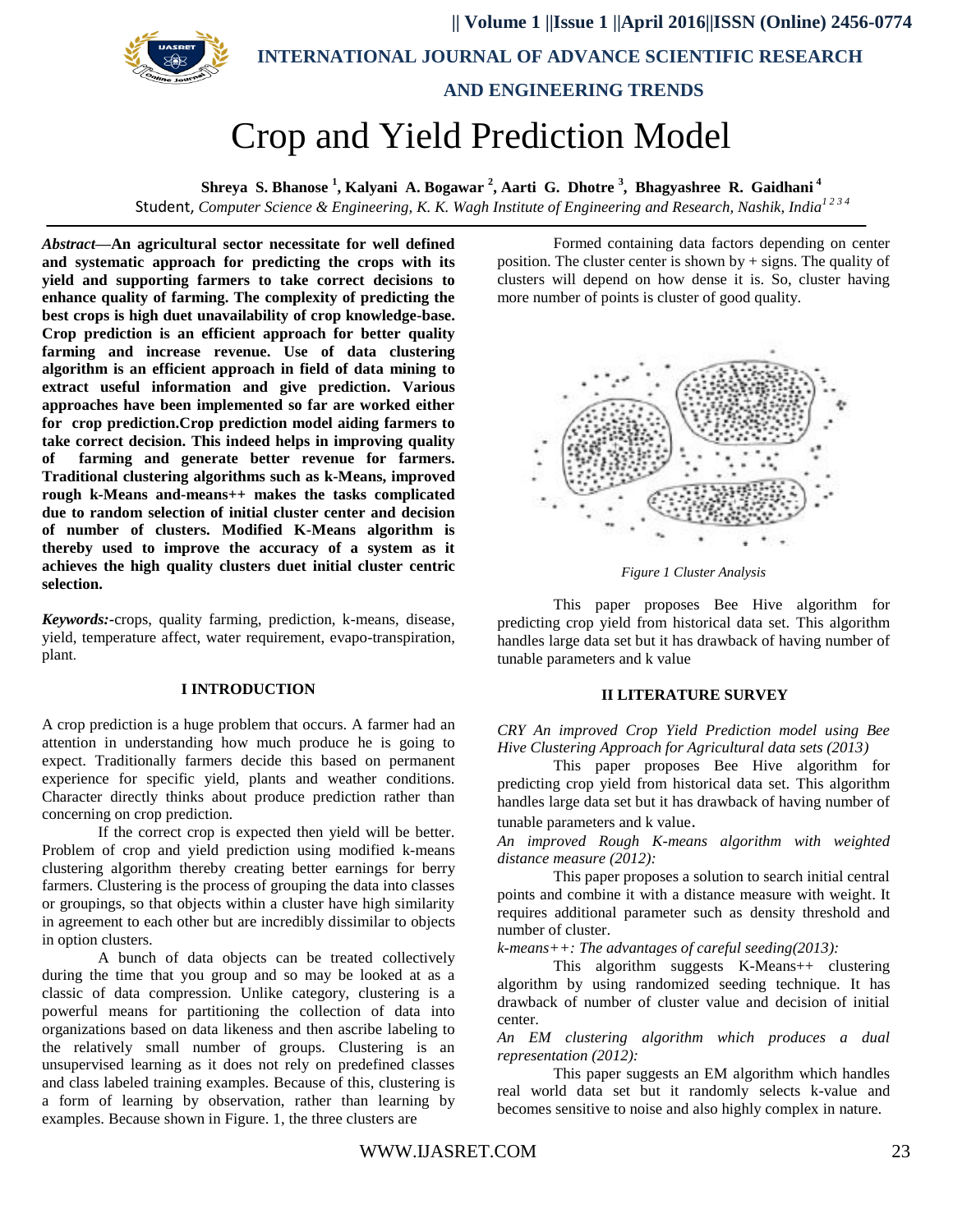# Crop and Yield Prediction Model

**Shreya S. Bhanose [1], Kalyani A. Bogawar [2], Aarti G. Dhotre [3], Bhagyashree R. Gaidhani [4]**

Student, *Computer Science & Engineering, K. K. Wagh Institute of Engineering and Research, Nashik, India[1 2 3 4]*

***Abstract*—An agricultural sector necessitate for well defined and systematic approach for predicting the crops with its yield and supporting farmers to take correct decisions to enhance quality of farming. The complexity of predicting the best crops is high duet unavailability of crop knowledge-base. Crop prediction is an efficient approach for better quality farming and increase revenue. Use of data clustering algorithm is an efficient approach in field of data mining to extract useful information and give prediction. Various approaches have been implemented so far are worked either for crop prediction.Crop prediction model aiding farmers to take correct decision. This indeed helps in improving quality of farming and generate better revenue for farmers. Traditional clustering algorithms such as k-Means, improved rough k-Means and-means++ makes the tasks complicated due to random selection of initial cluster center and decision of number of clusters. Modified K-Means algorithm is thereby used to improve the accuracy of a system as it achieves the high quality clusters duet initial cluster centric selection.**

***Keywords:-*** crops, quality farming, prediction, k-means, disease, yield, temperature affect, water requirement, evapo-transpiration, plant.

## I INTRODUCTION

A crop prediction is a huge problem that occurs. A farmer had an attention in understanding how much produce he is going to expect. Traditionally farmers decide this based on permanent experience for specific yield, plants and weather conditions. Character directly thinks about produce prediction rather than concerning on crop prediction.

If the correct crop is expected then yield will be better. Problem of crop and yield prediction using modified k-means clustering algorithm thereby creating better earnings for berry farmers. Clustering is the process of grouping the data into classes or groupings, so that objects within a cluster have high similarity in agreement to each other but are incredibly dissimilar to objects in option clusters.

A bunch of data objects can be treated collectively during the time that you group and so may be looked at as a classic of data compression. Unlike category, clustering is a powerful means for partitioning the collection of data into organizations based on data likeness and then ascribe labeling to the relatively small number of groups. Clustering is an unsupervised learning as it does not rely on predefined classes and class labeled training examples. Because of this, clustering is a form of learning by observation, rather than learning by examples. Because shown in Figure. 1, the three clusters are Formed containing data factors depending on center position. The cluster center is shown by + signs. The quality of clusters will depend on how dense it is. So, cluster having more number of points is cluster of good quality.

*Figure 1 Cluster Analysis*

This paper proposes Bee Hive algorithm for predicting crop yield from historical data set. This algorithm handles large data set but it has drawback of having number of tunable parameters and k value

## II LITERATURE SURVEY

*CRY An improved Crop Yield Prediction model using Bee Hive Clustering Approach for Agricultural data sets (2013)*

This paper proposes Bee Hive algorithm for predicting crop yield from historical data set. This algorithm handles large data set but it has drawback of having number of tunable parameters and k value.

*An improved Rough K-means algorithm with weighted distance measure (2012):*

This paper proposes a solution to search initial central points and combine it with a distance measure with weight. It requires additional parameter such as density threshold and number of cluster.

*k-means++: The advantages of careful seeding(2013):*

This algorithm suggests K-Means++ clustering algorithm by using randomized seeding technique. It has drawback of number of cluster value and decision of initial center.

*An EM clustering algorithm which produces a dual representation (2012):*

This paper suggests an EM algorithm which handles real world data set but it randomly selects k-value and becomes sensitive to noise and also highly complex in nature.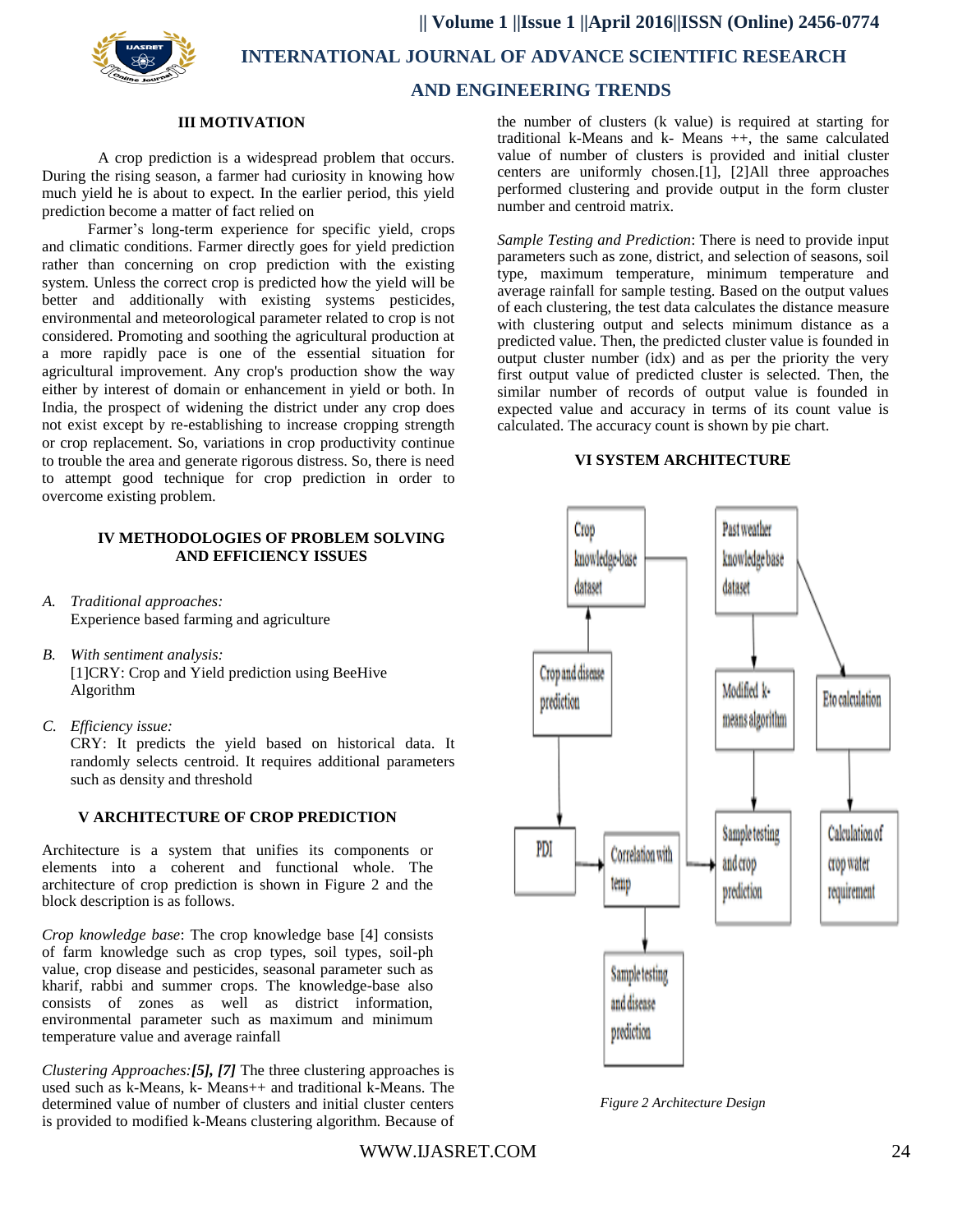## III MOTIVATION

A crop prediction is a widespread problem that occurs. During the rising season, a farmer had curiosity in knowing how much yield he is about to expect. In the earlier period, this yield prediction become a matter of fact relied on

Farmer's long-term experience for specific yield, crops and climatic conditions. Farmer directly goes for yield prediction rather than concerning on crop prediction with the existing system. Unless the correct crop is predicted how the yield will be better and additionally with existing systems pesticides, environmental and meteorological parameter related to crop is not considered. Promoting and soothing the agricultural production at a more rapidly pace is one of the essential situation for agricultural improvement. Any crop's production show the way either by interest of domain or enhancement in yield or both. In India, the prospect of widening the district under any crop does not exist except by re-establishing to increase cropping strength or crop replacement. So, variations in crop productivity continue to trouble the area and generate rigorous distress. So, there is need to attempt good technique for crop prediction in order to overcome existing problem.

## IV METHODOLOGIES OF PROBLEM SOLVING AND EFFICIENCY ISSUES

A. *Traditional approaches:*
   Experience based farming and agriculture

B. *With sentiment analysis:*
   [1]CRY: Crop and Yield prediction using BeeHive Algorithm

C. *Efficiency issue:*
   CRY: It predicts the yield based on historical data. It randomly selects centroid. It requires additional parameters such as density and threshold

## V ARCHITECTURE OF CROP PREDICTION

Architecture is a system that unifies its components or elements into a coherent and functional whole. The architecture of crop prediction is shown in Figure 2 and the block description is as follows.

*Crop knowledge base*: The crop knowledge base [4] consists of farm knowledge such as crop types, soil types, soil-ph value, crop disease and pesticides, seasonal parameter such as kharif, rabbi and summer crops. The knowledge-base also consists of zones as well as district information, environmental parameter such as maximum and minimum temperature value and average rainfall

*Clustering Approaches:**[5], [7]*** The three clustering approaches is used such as k-Means, k- Means++ and traditional k-Means. The determined value of number of clusters and initial cluster centers is provided to modified k-Means clustering algorithm. Because of the number of clusters (k value) is required at starting for traditional k-Means and k- Means ++, the same calculated value of number of clusters is provided and initial cluster centers are uniformly chosen.[1], [2]All three approaches performed clustering and provide output in the form cluster number and centroid matrix.

*Sample Testing and Prediction*: There is need to provide input parameters such as zone, district, and selection of seasons, soil type, maximum temperature, minimum temperature and average rainfall for sample testing. Based on the output values of each clustering, the test data calculates the distance measure with clustering output and selects minimum distance as a predicted value. Then, the predicted cluster value is founded in output cluster number (idx) and as per the priority the very first output value of predicted cluster is selected. Then, the similar number of records of output value is founded in expected value and accuracy in terms of its count value is calculated. The accuracy count is shown by pie chart.

## VI SYSTEM ARCHITECTURE

*Figure 2 Architecture Design*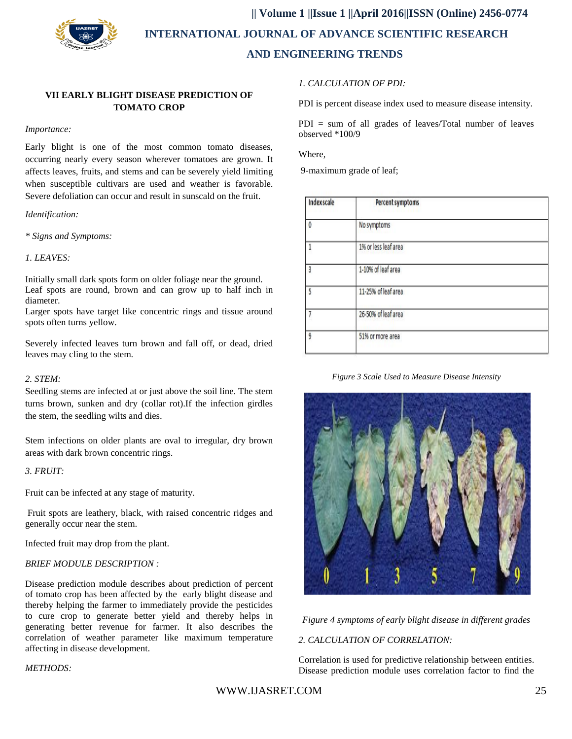### VII EARLY BLIGHT DISEASE PREDICTION OF TOMATO CROP

*Importance:*

Early blight is one of the most common tomato diseases, occurring nearly every season wherever tomatoes are grown. It affects leaves, fruits, and stems and can be severely yield limiting when susceptible cultivars are used and weather is favorable. Severe defoliation can occur and result in sunscald on the fruit.

*Identification:*

*\* Signs and Symptoms:*

*1. LEAVES:*

Initially small dark spots form on older foliage near the ground.
Leaf spots are round, brown and can grow up to half inch in diameter.
Larger spots have target like concentric rings and tissue around spots often turns yellow.

Severely infected leaves turn brown and fall off, or dead, dried leaves may cling to the stem.

*2. STEM:*

Seedling stems are infected at or just above the soil line. The stem turns brown, sunken and dry (collar rot).If the infection girdles the stem, the seedling wilts and dies.

Stem infections on older plants are oval to irregular, dry brown areas with dark brown concentric rings.

*3. FRUIT:*

Fruit can be infected at any stage of maturity.

Fruit spots are leathery, black, with raised concentric ridges and generally occur near the stem.

Infected fruit may drop from the plant.

*BRIEF MODULE DESCRIPTION :*

Disease prediction module describes about prediction of percent of tomato crop has been affected by the early blight disease and thereby helping the farmer to immediately provide the pesticides to cure crop to generate better yield and thereby helps in generating better revenue for farmer. It also describes the correlation of weather parameter like maximum temperature affecting in disease development.

*METHODS:*

*1. CALCULATION OF PDI:*

PDI is percent disease index used to measure disease intensity.

PDI = sum of all grades of leaves/Total number of leaves observed *100/9

Where,

9-maximum grade of leaf;

| Index scale | Percent symptoms |
|---|---|
| 0 | No symptoms |
| 1 | 1% or less leaf area |
| 3 | 1-10% of leaf area |
| 5 | 11-25% of leaf area |
| 7 | 26-50% of leaf area |
| 9 | 51% or more area |

*Figure 3 Scale Used to Measure Disease Intensity*

*Figure 4 symptoms of early blight disease in different grades*

*2. CALCULATION OF CORRELATION:*

Correlation is used for predictive relationship between entities. Disease prediction module uses correlation factor to find the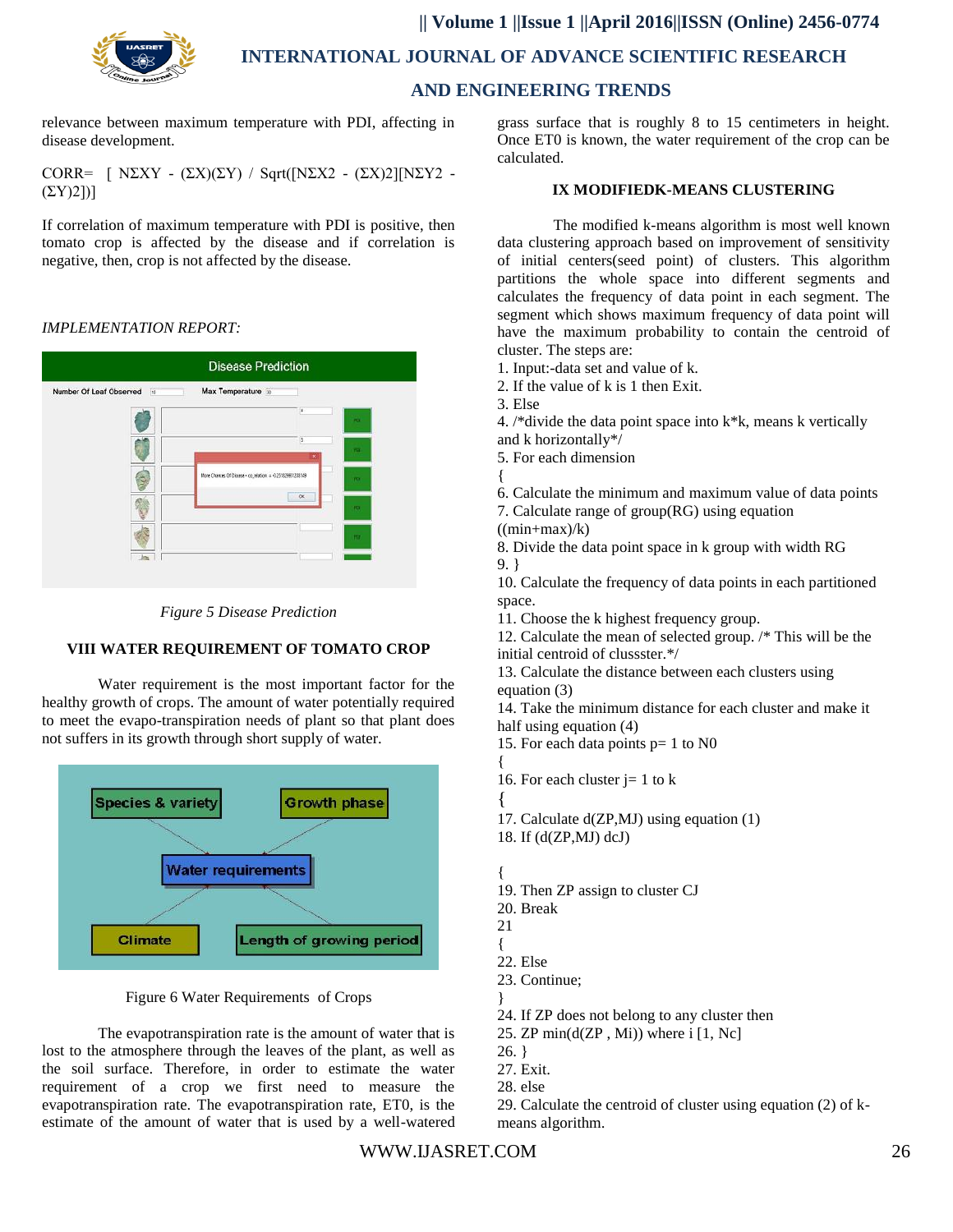relevance between maximum temperature with PDI, affecting in disease development.

CORR= [ NΣXY - (ΣX)(ΣY) / Sqrt([NΣX2 - (ΣX)2][NΣY2 - (ΣY)2])]

If correlation of maximum temperature with PDI is positive, then tomato crop is affected by the disease and if correlation is negative, then, crop is not affected by the disease.

*IMPLEMENTATION REPORT:*

*Figure 5 Disease Prediction*

### VIII WATER REQUIREMENT OF TOMATO CROP

Water requirement is the most important factor for the healthy growth of crops. The amount of water potentially required to meet the evapo-transpiration needs of plant so that plant does not suffers in its growth through short supply of water.

Figure 6 Water Requirements of Crops

The evapotranspiration rate is the amount of water that is lost to the atmosphere through the leaves of the plant, as well as the soil surface. Therefore, in order to estimate the water requirement of a crop we first need to measure the evapotranspiration rate. The evapotranspiration rate, ET0, is the estimate of the amount of water that is used by a well-watered grass surface that is roughly 8 to 15 centimeters in height. Once ET0 is known, the water requirement of the crop can be calculated.

### IX MODIFIEDK-MEANS CLUSTERING

The modified k-means algorithm is most well known data clustering approach based on improvement of sensitivity of initial centers(seed point) of clusters. This algorithm partitions the whole space into different segments and calculates the frequency of data point in each segment. The segment which shows maximum frequency of data point will have the maximum probability to contain the centroid of cluster. The steps are:

1. Input:-data set and value of k.
2. If the value of k is 1 then Exit.
3. Else
4. /*divide the data point space into k*k, means k vertically and k horizontally*/
5. For each dimension
{
6. Calculate the minimum and maximum value of data points
7. Calculate range of group(RG) using equation ((min+max)/k)
8. Divide the data point space in k group with width RG
9. }
10. Calculate the frequency of data points in each partitioned space.
11. Choose the k highest frequency group.
12. Calculate the mean of selected group. /* This will be the initial centroid of clussster.*/
13. Calculate the distance between each clusters using equation (3)
14. Take the minimum distance for each cluster and make it half using equation (4)
15. For each data points p= 1 to N0
{
16. For each cluster j= 1 to k
{
17. Calculate d(ZP,MJ) using equation (1)
18. If (d(ZP,MJ) dcJ)

{
19. Then ZP assign to cluster CJ
20. Break
21
{
22. Else
23. Continue;
}
24. If ZP does not belong to any cluster then
25. ZP min(d(ZP , Mi)) where i [1, Nc]
26. }
27. Exit.
28. else
29. Calculate the centroid of cluster using equation (2) of k-means algorithm.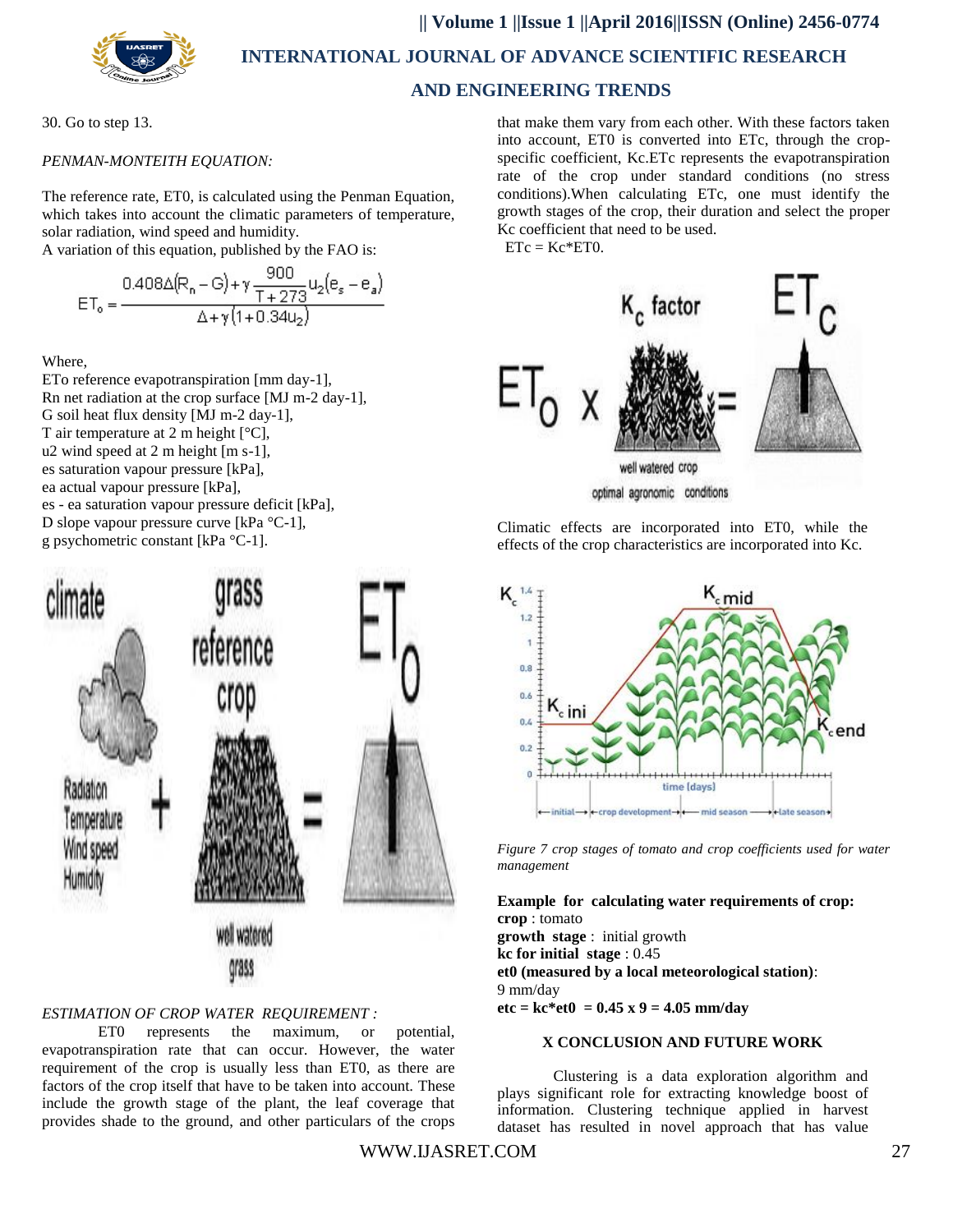30. Go to step 13.

*PENMAN-MONTEITH EQUATION:*

The reference rate, ET0, is calculated using the Penman Equation, which takes into account the climatic parameters of temperature, solar radiation, wind speed and humidity.
A variation of this equation, published by the FAO is:

$$ET_o = \frac{0.408\Delta(R_n - G) + \gamma \frac{900}{T+273} u_2 (e_s - e_a)}{\Delta + \gamma(1 + 0.34u_2)}$$

Where,
ETo reference evapotranspiration [mm day-1],
Rn net radiation at the crop surface [MJ m-2 day-1],
G soil heat flux density [MJ m-2 day-1],
T air temperature at 2 m height [°C],
u2 wind speed at 2 m height [m s-1],
es saturation vapour pressure [kPa],
ea actual vapour pressure [kPa],
es - ea saturation vapour pressure deficit [kPa],
D slope vapour pressure curve [kPa °C-1],
g psychometric constant [kPa °C-1].

*ESTIMATION OF CROP WATER REQUIREMENT :*

ET0 represents the maximum, or potential, evapotranspiration rate that can occur. However, the water requirement of the crop is usually less than ET0, as there are factors of the crop itself that have to be taken into account. These include the growth stage of the plant, the leaf coverage that provides shade to the ground, and other particulars of the crops that make them vary from each other. With these factors taken into account, ET0 is converted into ETc, through the crop-specific coefficient, Kc.ETc represents the evapotranspiration rate of the crop under standard conditions (no stress conditions).When calculating ETc, one must identify the growth stages of the crop, their duration and select the proper Kc coefficient that need to be used.

ETc = Kc*ET0.

Climatic effects are incorporated into ET0, while the effects of the crop characteristics are incorporated into Kc.

*Figure 7 crop stages of tomato and crop coefficients used for water management*

**Example for calculating water requirements of crop:**
**crop** : tomato
**growth stage** : initial growth
**kc for initial stage** : 0.45
**et0 (measured by a local meteorological station)**: 9 mm/day
**etc = kc*et0 = 0.45 x 9 = 4.05 mm/day**

## X CONCLUSION AND FUTURE WORK

Clustering is a data exploration algorithm and plays significant role for extracting knowledge boost of information. Clustering technique applied in harvest dataset has resulted in novel approach that has value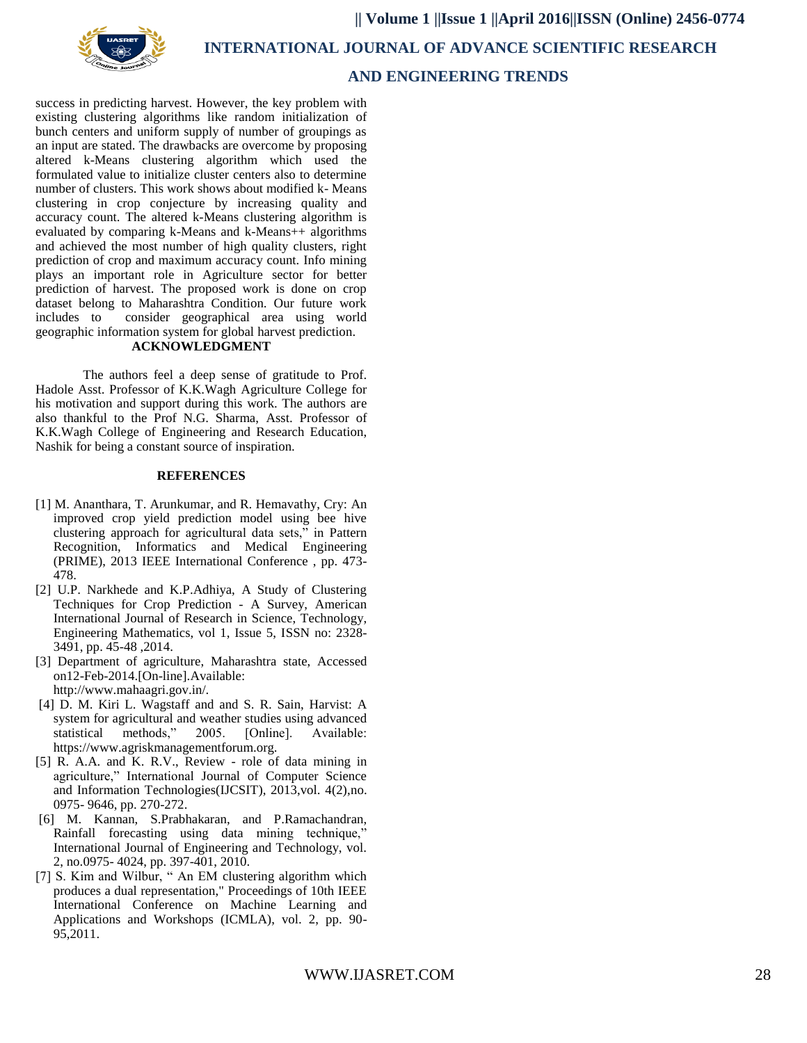success in predicting harvest. However, the key problem with existing clustering algorithms like random initialization of bunch centers and uniform supply of number of groupings as an input are stated. The drawbacks are overcome by proposing altered k-Means clustering algorithm which used the formulated value to initialize cluster centers also to determine number of clusters. This work shows about modified k- Means clustering in crop conjecture by increasing quality and accuracy count. The altered k-Means clustering algorithm is evaluated by comparing k-Means and k-Means++ algorithms and achieved the most number of high quality clusters, right prediction of crop and maximum accuracy count. Info mining plays an important role in Agriculture sector for better prediction of harvest. The proposed work is done on crop dataset belong to Maharashtra Condition. Our future work includes to consider geographical area using world geographic information system for global harvest prediction.

## ACKNOWLEDGMENT

The authors feel a deep sense of gratitude to Prof. Hadole Asst. Professor of K.K.Wagh Agriculture College for his motivation and support during this work. The authors are also thankful to the Prof N.G. Sharma, Asst. Professor of K.K.Wagh College of Engineering and Research Education, Nashik for being a constant source of inspiration.

## REFERENCES

[1] M. Ananthara, T. Arunkumar, and R. Hemavathy, Cry: An improved crop yield prediction model using bee hive clustering approach for agricultural data sets," in Pattern Recognition, Informatics and Medical Engineering (PRIME), 2013 IEEE International Conference , pp. 473-478.

[2] U.P. Narkhede and K.P.Adhiya, A Study of Clustering Techniques for Crop Prediction - A Survey, American International Journal of Research in Science, Technology, Engineering Mathematics, vol 1, Issue 5, ISSN no: 2328-3491, pp. 45-48 ,2014.

[3] Department of agriculture, Maharashtra state, Accessed on12-Feb-2014.[On-line].Available: http://www.mahaagri.gov.in/.

[4] D. M. Kiri L. Wagstaff and and S. R. Sain, Harvist: A system for agricultural and weather studies using advanced statistical methods," 2005. [Online]. Available: https://www.agriskmanagementforum.org.

[5] R. A.A. and K. R.V., Review - role of data mining in agriculture," International Journal of Computer Science and Information Technologies(IJCSIT), 2013,vol. 4(2),no. 0975- 9646, pp. 270-272.

[6] M. Kannan, S.Prabhakaran, and P.Ramachandran, Rainfall forecasting using data mining technique," International Journal of Engineering and Technology, vol. 2, no.0975- 4024, pp. 397-401, 2010.

[7] S. Kim and Wilbur, " An EM clustering algorithm which produces a dual representation," Proceedings of 10th IEEE International Conference on Machine Learning and Applications and Workshops (ICMLA), vol. 2, pp. 90-95,2011.